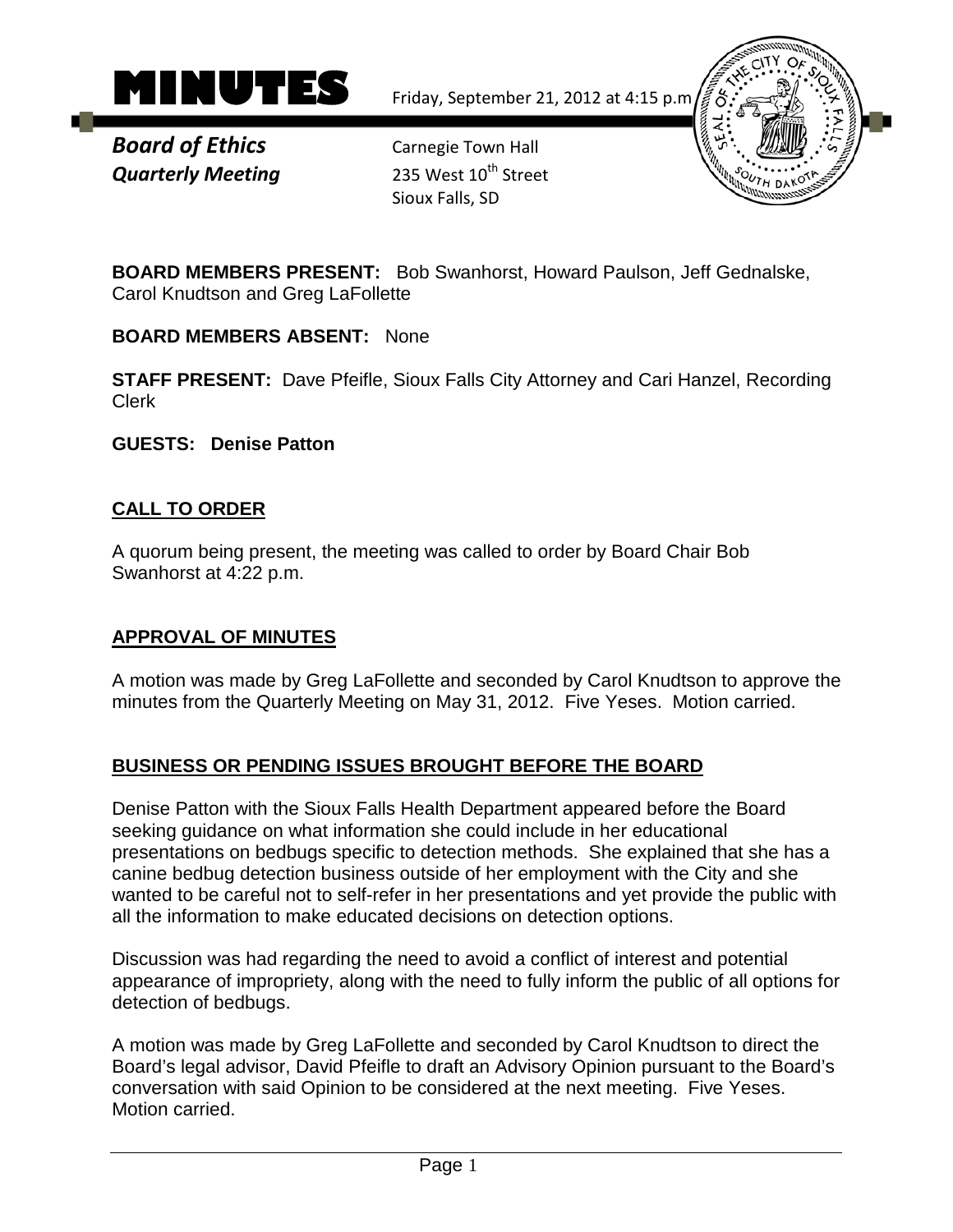# MINUTES

Friday, September 21, 2012 at 4:15 p.m

***Board of Ethics***
***Quarterly Meeting***

Carnegie Town Hall
235 West 10th Street
Sioux Falls, SD

**BOARD MEMBERS PRESENT:** Bob Swanhorst, Howard Paulson, Jeff Gednalske, Carol Knudtson and Greg LaFollette

**BOARD MEMBERS ABSENT:** None

**STAFF PRESENT:** Dave Pfeifle, Sioux Falls City Attorney and Cari Hanzel, Recording Clerk

**GUESTS: Denise Patton**

## CALL TO ORDER

A quorum being present, the meeting was called to order by Board Chair Bob Swanhorst at 4:22 p.m.

## APPROVAL OF MINUTES

A motion was made by Greg LaFollette and seconded by Carol Knudtson to approve the minutes from the Quarterly Meeting on May 31, 2012. Five Yeses. Motion carried.

## BUSINESS OR PENDING ISSUES BROUGHT BEFORE THE BOARD

Denise Patton with the Sioux Falls Health Department appeared before the Board seeking guidance on what information she could include in her educational presentations on bedbugs specific to detection methods. She explained that she has a canine bedbug detection business outside of her employment with the City and she wanted to be careful not to self-refer in her presentations and yet provide the public with all the information to make educated decisions on detection options.

Discussion was had regarding the need to avoid a conflict of interest and potential appearance of impropriety, along with the need to fully inform the public of all options for detection of bedbugs.

A motion was made by Greg LaFollette and seconded by Carol Knudtson to direct the Board's legal advisor, David Pfeifle to draft an Advisory Opinion pursuant to the Board's conversation with said Opinion to be considered at the next meeting. Five Yeses. Motion carried.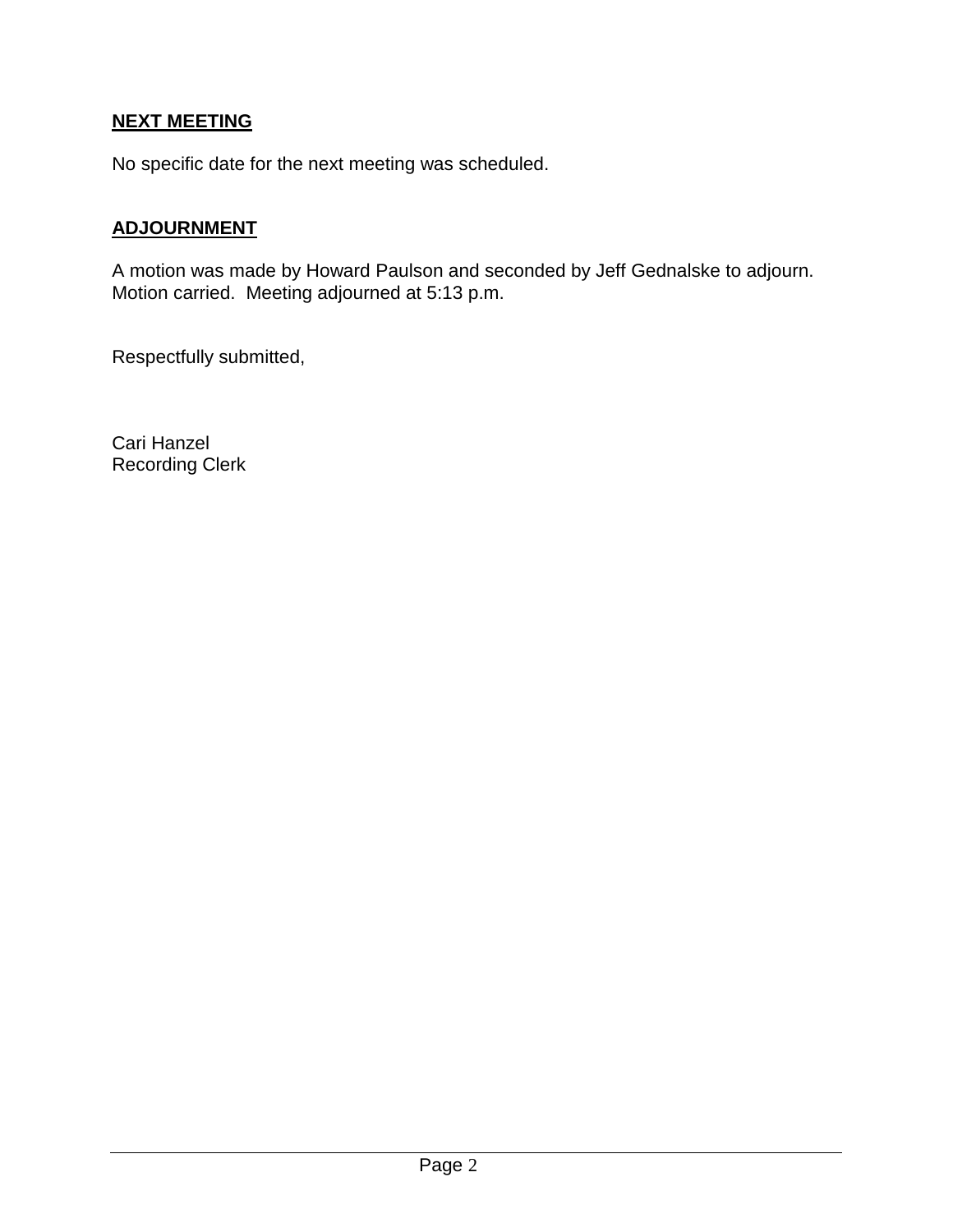**NEXT MEETING**

No specific date for the next meeting was scheduled.

**ADJOURNMENT**

A motion was made by Howard Paulson and seconded by Jeff Gednalske to adjourn. Motion carried. Meeting adjourned at 5:13 p.m.

Respectfully submitted,

Cari Hanzel
Recording Clerk